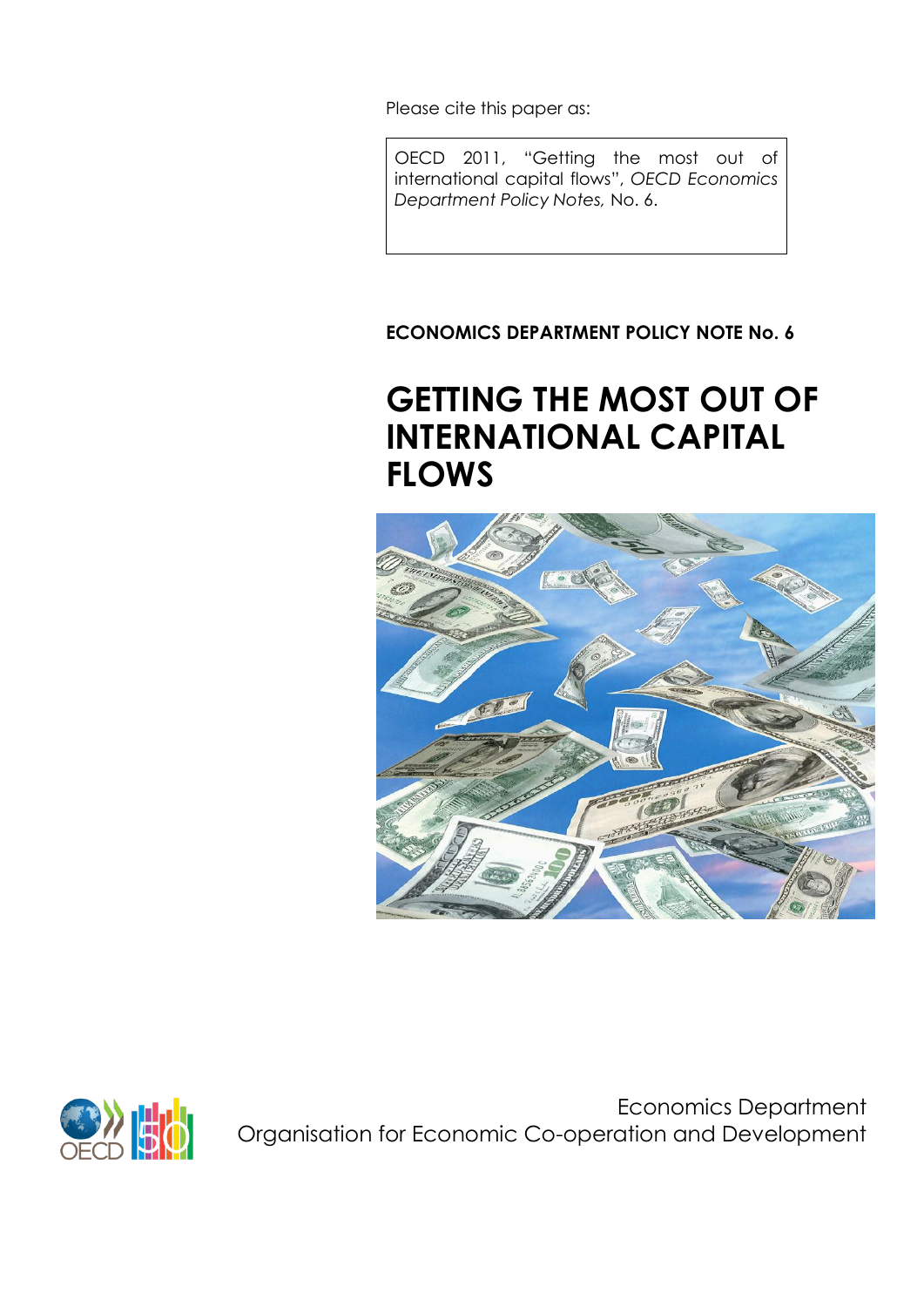Please cite this paper as:

OECD 2011, "Getting the most out of international capital flows", *OECD Economics Department Policy Notes,* No. 6.

**ECONOMICS DEPARTMENT POLICY NOTE No. 6**

# GETTING THE MOST OUT OF INTERNATIONAL CAPITAL FLOWS

Economics Department
Organisation for Economic Co-operation and Development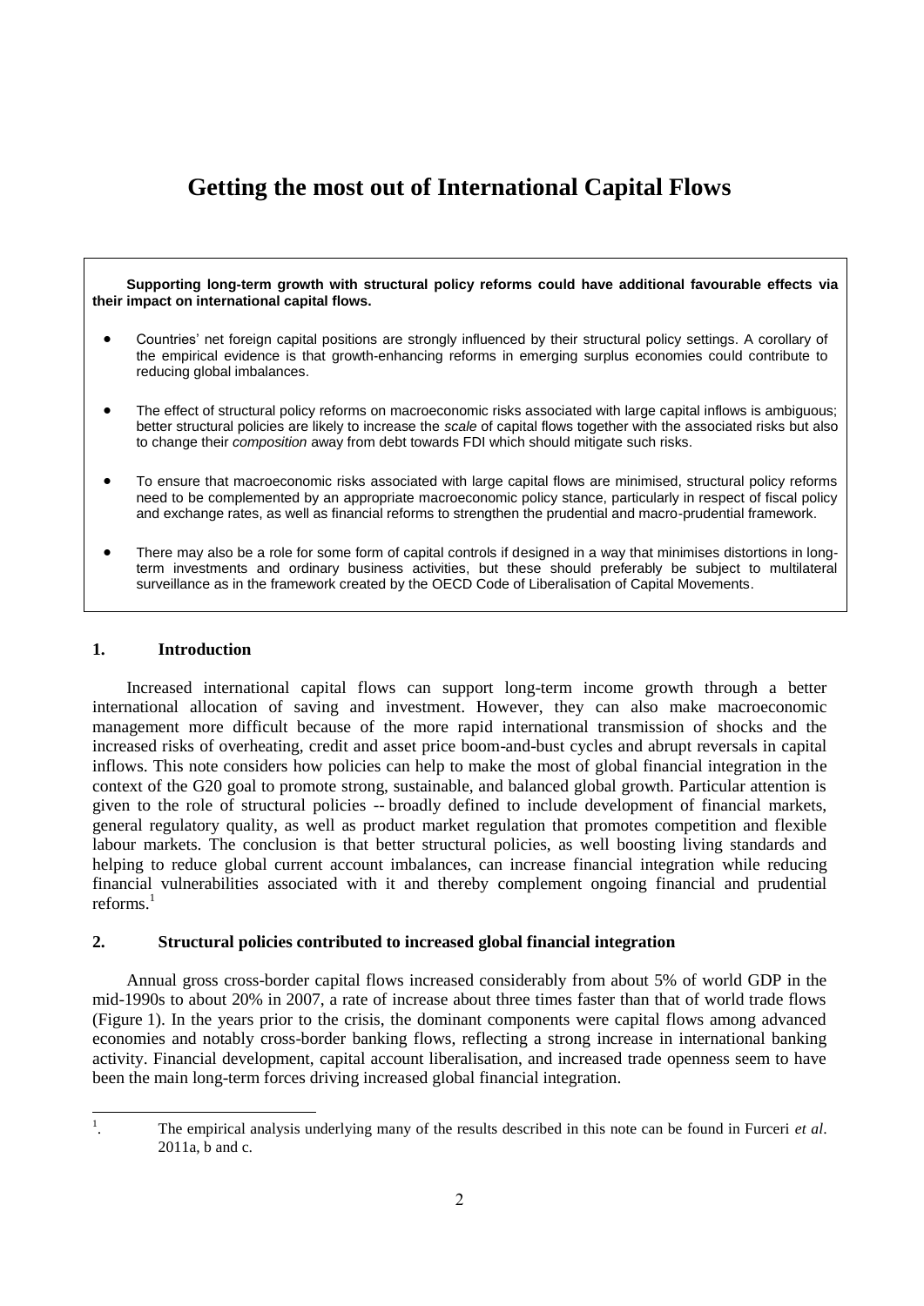# Getting the most out of International Capital Flows

**Supporting long-term growth with structural policy reforms could have additional favourable effects via their impact on international capital flows.**

- Countries' net foreign capital positions are strongly influenced by their structural policy settings. A corollary of the empirical evidence is that growth-enhancing reforms in emerging surplus economies could contribute to reducing global imbalances.
- The effect of structural policy reforms on macroeconomic risks associated with large capital inflows is ambiguous; better structural policies are likely to increase the *scale* of capital flows together with the associated risks but also to change their *composition* away from debt towards FDI which should mitigate such risks.
- To ensure that macroeconomic risks associated with large capital flows are minimised, structural policy reforms need to be complemented by an appropriate macroeconomic policy stance, particularly in respect of fiscal policy and exchange rates, as well as financial reforms to strengthen the prudential and macro-prudential framework.
- There may also be a role for some form of capital controls if designed in a way that minimises distortions in long-term investments and ordinary business activities, but these should preferably be subject to multilateral surveillance as in the framework created by the OECD Code of Liberalisation of Capital Movements.

## 1. Introduction

Increased international capital flows can support long-term income growth through a better international allocation of saving and investment. However, they can also make macroeconomic management more difficult because of the more rapid international transmission of shocks and the increased risks of overheating, credit and asset price boom-and-bust cycles and abrupt reversals in capital inflows. This note considers how policies can help to make the most of global financial integration in the context of the G20 goal to promote strong, sustainable, and balanced global growth. Particular attention is given to the role of structural policies -- broadly defined to include development of financial markets, general regulatory quality, as well as product market regulation that promotes competition and flexible labour markets. The conclusion is that better structural policies, as well boosting living standards and helping to reduce global current account imbalances, can increase financial integration while reducing financial vulnerabilities associated with it and thereby complement ongoing financial and prudential reforms.[1]

## 2. Structural policies contributed to increased global financial integration

Annual gross cross-border capital flows increased considerably from about 5% of world GDP in the mid-1990s to about 20% in 2007, a rate of increase about three times faster than that of world trade flows (Figure 1). In the years prior to the crisis, the dominant components were capital flows among advanced economies and notably cross-border banking flows, reflecting a strong increase in international banking activity. Financial development, capital account liberalisation, and increased trade openness seem to have been the main long-term forces driving increased global financial integration.

[1]. The empirical analysis underlying many of the results described in this note can be found in Furceri *et al*. 2011a, b and c.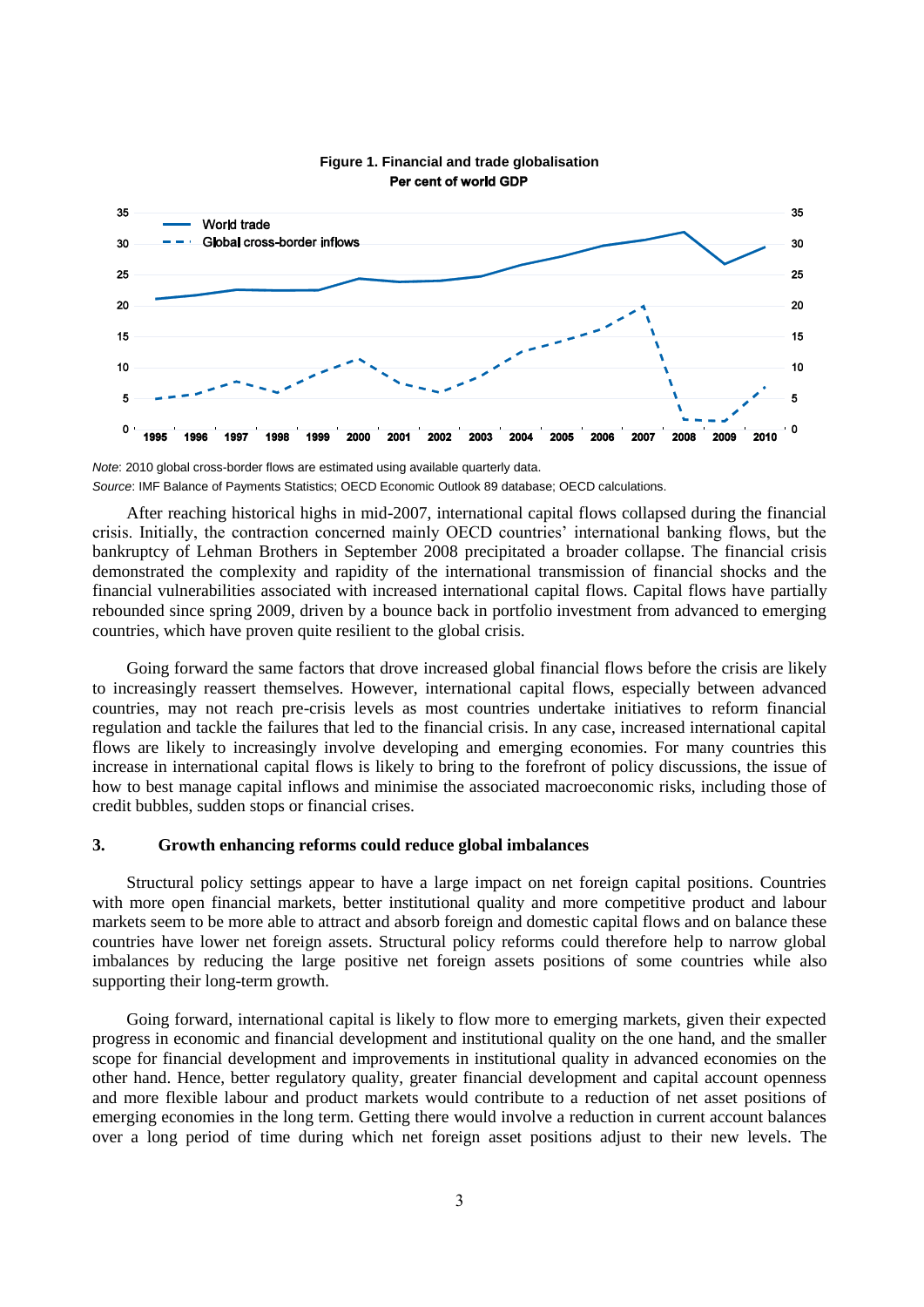**Figure 1. Financial and trade globalisation**
**Per cent of world GDP**

*Note*: 2010 global cross-border flows are estimated using available quarterly data.
*Source*: IMF Balance of Payments Statistics; OECD Economic Outlook 89 database; OECD calculations.

After reaching historical highs in mid-2007, international capital flows collapsed during the financial crisis. Initially, the contraction concerned mainly OECD countries' international banking flows, but the bankruptcy of Lehman Brothers in September 2008 precipitated a broader collapse. The financial crisis demonstrated the complexity and rapidity of the international transmission of financial shocks and the financial vulnerabilities associated with increased international capital flows. Capital flows have partially rebounded since spring 2009, driven by a bounce back in portfolio investment from advanced to emerging countries, which have proven quite resilient to the global crisis.

Going forward the same factors that drove increased global financial flows before the crisis are likely to increasingly reassert themselves. However, international capital flows, especially between advanced countries, may not reach pre-crisis levels as most countries undertake initiatives to reform financial regulation and tackle the failures that led to the financial crisis. In any case, increased international capital flows are likely to increasingly involve developing and emerging economies. For many countries this increase in international capital flows is likely to bring to the forefront of policy discussions, the issue of how to best manage capital inflows and minimise the associated macroeconomic risks, including those of credit bubbles, sudden stops or financial crises.

## 3. Growth enhancing reforms could reduce global imbalances

Structural policy settings appear to have a large impact on net foreign capital positions. Countries with more open financial markets, better institutional quality and more competitive product and labour markets seem to be more able to attract and absorb foreign and domestic capital flows and on balance these countries have lower net foreign assets. Structural policy reforms could therefore help to narrow global imbalances by reducing the large positive net foreign assets positions of some countries while also supporting their long-term growth.

Going forward, international capital is likely to flow more to emerging markets, given their expected progress in economic and financial development and institutional quality on the one hand, and the smaller scope for financial development and improvements in institutional quality in advanced economies on the other hand. Hence, better regulatory quality, greater financial development and capital account openness and more flexible labour and product markets would contribute to a reduction of net asset positions of emerging economies in the long term. Getting there would involve a reduction in current account balances over a long period of time during which net foreign asset positions adjust to their new levels. The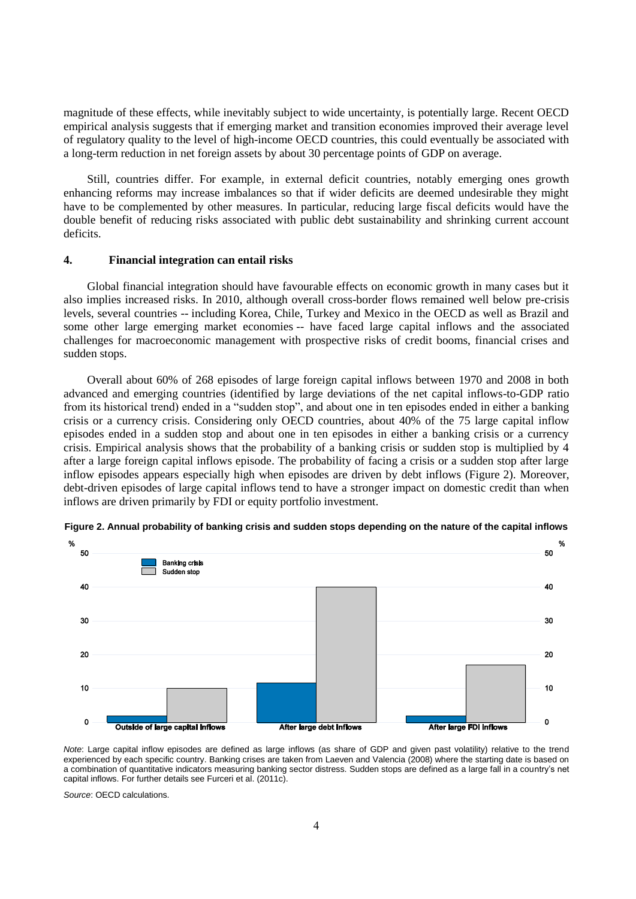magnitude of these effects, while inevitably subject to wide uncertainty, is potentially large. Recent OECD empirical analysis suggests that if emerging market and transition economies improved their average level of regulatory quality to the level of high-income OECD countries, this could eventually be associated with a long-term reduction in net foreign assets by about 30 percentage points of GDP on average.

Still, countries differ. For example, in external deficit countries, notably emerging ones growth enhancing reforms may increase imbalances so that if wider deficits are deemed undesirable they might have to be complemented by other measures. In particular, reducing large fiscal deficits would have the double benefit of reducing risks associated with public debt sustainability and shrinking current account deficits.

## 4. Financial integration can entail risks

Global financial integration should have favourable effects on economic growth in many cases but it also implies increased risks. In 2010, although overall cross-border flows remained well below pre-crisis levels, several countries -- including Korea, Chile, Turkey and Mexico in the OECD as well as Brazil and some other large emerging market economies -- have faced large capital inflows and the associated challenges for macroeconomic management with prospective risks of credit booms, financial crises and sudden stops.

Overall about 60% of 268 episodes of large foreign capital inflows between 1970 and 2008 in both advanced and emerging countries (identified by large deviations of the net capital inflows-to-GDP ratio from its historical trend) ended in a "sudden stop", and about one in ten episodes ended in either a banking crisis or a currency crisis. Considering only OECD countries, about 40% of the 75 large capital inflow episodes ended in a sudden stop and about one in ten episodes in either a banking crisis or a currency crisis. Empirical analysis shows that the probability of a banking crisis or sudden stop is multiplied by 4 after a large foreign capital inflows episode. The probability of facing a crisis or a sudden stop after large inflow episodes appears especially high when episodes are driven by debt inflows (Figure 2). Moreover, debt-driven episodes of large capital inflows tend to have a stronger impact on domestic credit than when inflows are driven primarily by FDI or equity portfolio investment.

**Figure 2. Annual probability of banking crisis and sudden stops depending on the nature of the capital inflows**

*Note*: Large capital inflow episodes are defined as large inflows (as share of GDP and given past volatility) relative to the trend experienced by each specific country. Banking crises are taken from Laeven and Valencia (2008) where the starting date is based on a combination of quantitative indicators measuring banking sector distress. Sudden stops are defined as a large fall in a country's net capital inflows. For further details see Furceri et al. (2011c).

*Source*: OECD calculations.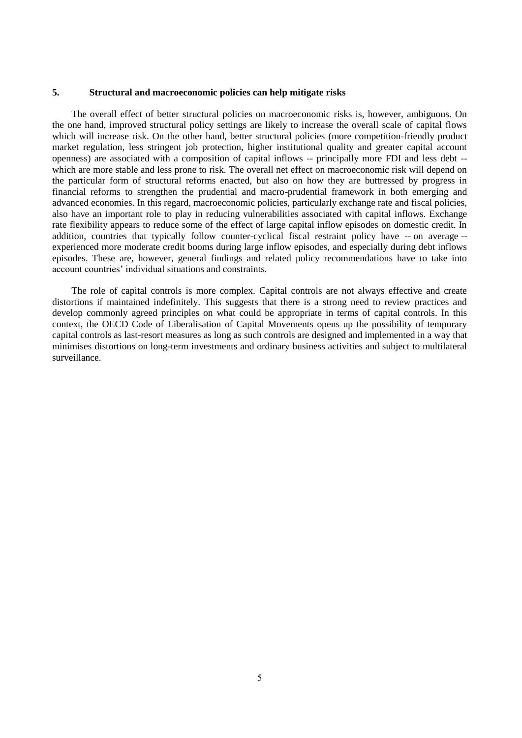## 5. Structural and macroeconomic policies can help mitigate risks

The overall effect of better structural policies on macroeconomic risks is, however, ambiguous. On the one hand, improved structural policy settings are likely to increase the overall scale of capital flows which will increase risk. On the other hand, better structural policies (more competition-friendly product market regulation, less stringent job protection, higher institutional quality and greater capital account openness) are associated with a composition of capital inflows -- principally more FDI and less debt -- which are more stable and less prone to risk. The overall net effect on macroeconomic risk will depend on the particular form of structural reforms enacted, but also on how they are buttressed by progress in financial reforms to strengthen the prudential and macro-prudential framework in both emerging and advanced economies. In this regard, macroeconomic policies, particularly exchange rate and fiscal policies, also have an important role to play in reducing vulnerabilities associated with capital inflows. Exchange rate flexibility appears to reduce some of the effect of large capital inflow episodes on domestic credit. In addition, countries that typically follow counter-cyclical fiscal restraint policy have -- on average -- experienced more moderate credit booms during large inflow episodes, and especially during debt inflows episodes. These are, however, general findings and related policy recommendations have to take into account countries' individual situations and constraints.

The role of capital controls is more complex. Capital controls are not always effective and create distortions if maintained indefinitely. This suggests that there is a strong need to review practices and develop commonly agreed principles on what could be appropriate in terms of capital controls. In this context, the OECD Code of Liberalisation of Capital Movements opens up the possibility of temporary capital controls as last-resort measures as long as such controls are designed and implemented in a way that minimises distortions on long-term investments and ordinary business activities and subject to multilateral surveillance.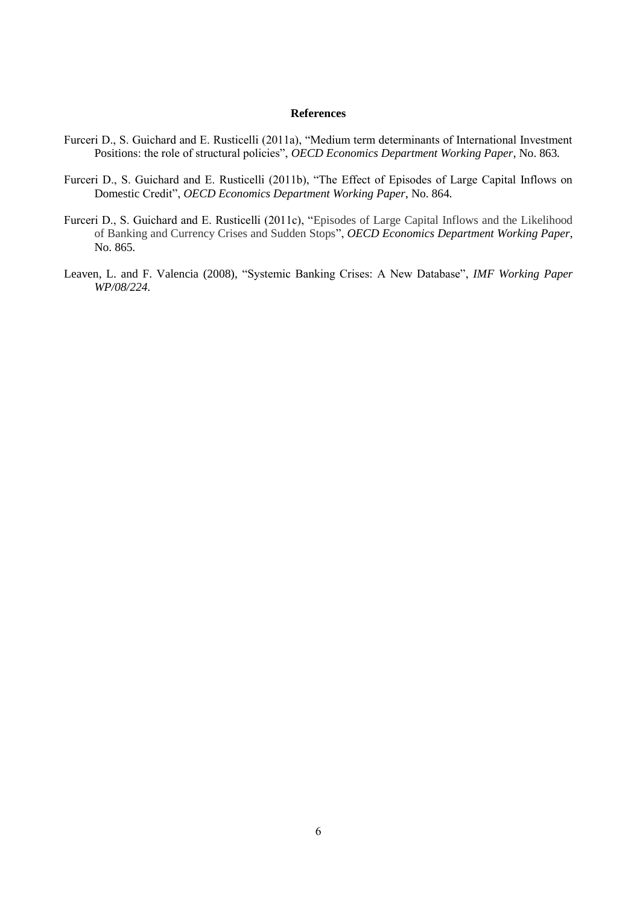# References

Furceri D., S. Guichard and E. Rusticelli (2011a), "Medium term determinants of International Investment Positions: the role of structural policies", *OECD Economics Department Working Paper*, No. 863.

Furceri D., S. Guichard and E. Rusticelli (2011b), "The Effect of Episodes of Large Capital Inflows on Domestic Credit", *OECD Economics Department Working Paper*, No. 864.

Furceri D., S. Guichard and E. Rusticelli (2011c), "Episodes of Large Capital Inflows and the Likelihood of Banking and Currency Crises and Sudden Stops", *OECD Economics Department Working Paper*, No. 865.

Leaven, L. and F. Valencia (2008), "Systemic Banking Crises: A New Database", *IMF Working Paper WP/08/224*.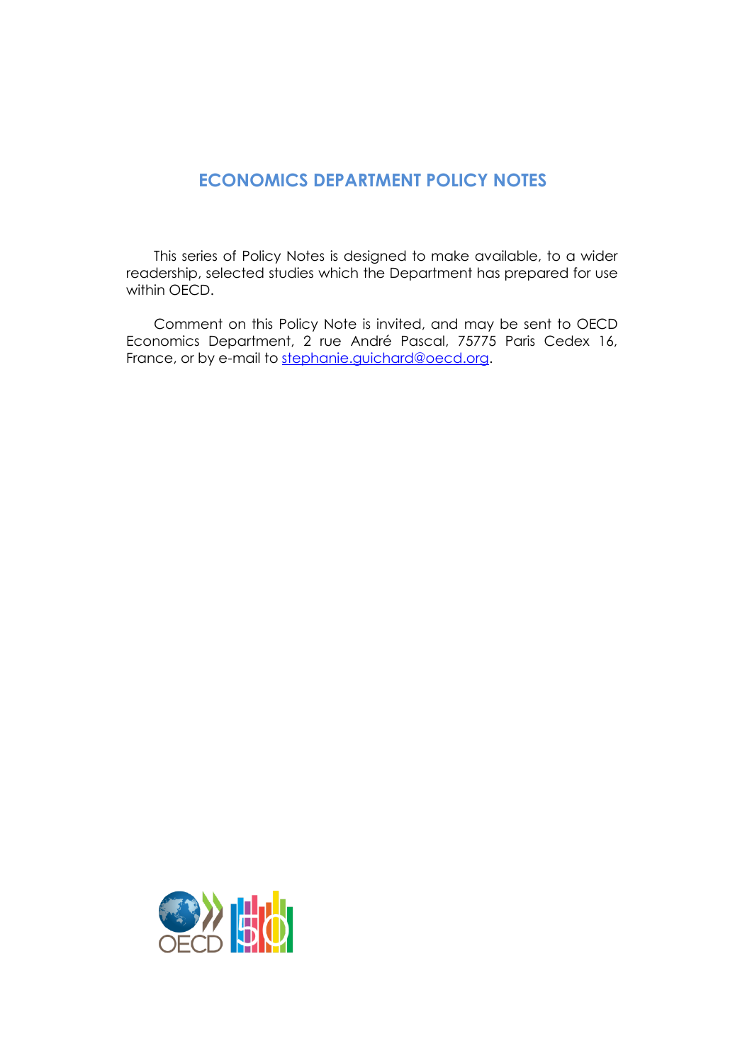## ECONOMICS DEPARTMENT POLICY NOTES

This series of Policy Notes is designed to make available, to a wider readership, selected studies which the Department has prepared for use within OECD.

Comment on this Policy Note is invited, and may be sent to OECD Economics Department, 2 rue André Pascal, 75775 Paris Cedex 16, France, or by e-mail to stephanie.guichard@oecd.org.